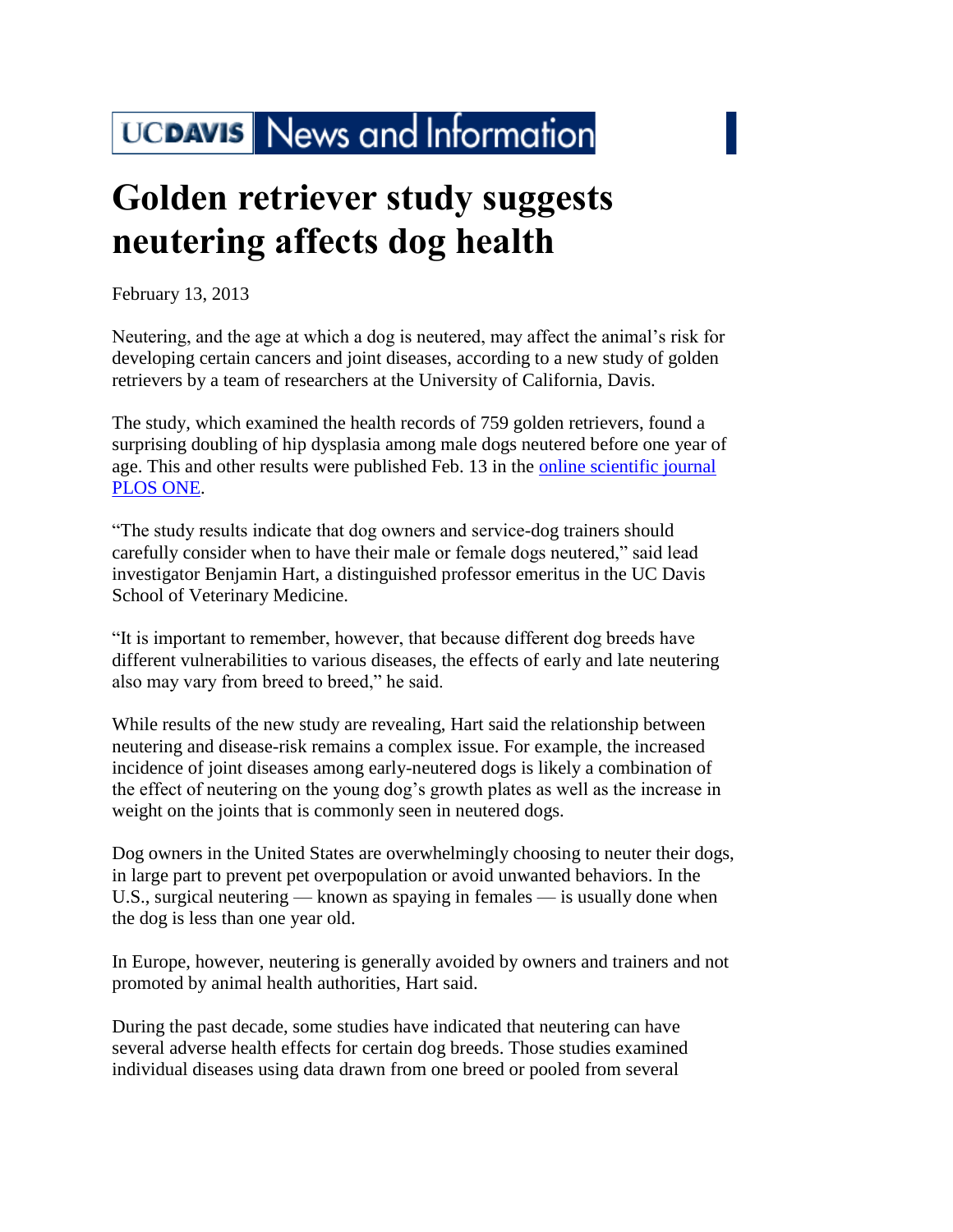UCDAVIS News and Information

# Golden retriever study suggests neutering affects dog health

February 13, 2013

Neutering, and the age at which a dog is neutered, may affect the animal's risk for developing certain cancers and joint diseases, according to a new study of golden retrievers by a team of researchers at the University of California, Davis.

The study, which examined the health records of 759 golden retrievers, found a surprising doubling of hip dysplasia among male dogs neutered before one year of age. This and other results were published Feb. 13 in the online scientific journal PLOS ONE.

"The study results indicate that dog owners and service-dog trainers should carefully consider when to have their male or female dogs neutered," said lead investigator Benjamin Hart, a distinguished professor emeritus in the UC Davis School of Veterinary Medicine.

"It is important to remember, however, that because different dog breeds have different vulnerabilities to various diseases, the effects of early and late neutering also may vary from breed to breed," he said.

While results of the new study are revealing, Hart said the relationship between neutering and disease-risk remains a complex issue. For example, the increased incidence of joint diseases among early-neutered dogs is likely a combination of the effect of neutering on the young dog's growth plates as well as the increase in weight on the joints that is commonly seen in neutered dogs.

Dog owners in the United States are overwhelmingly choosing to neuter their dogs, in large part to prevent pet overpopulation or avoid unwanted behaviors. In the U.S., surgical neutering — known as spaying in females — is usually done when the dog is less than one year old.

In Europe, however, neutering is generally avoided by owners and trainers and not promoted by animal health authorities, Hart said.

During the past decade, some studies have indicated that neutering can have several adverse health effects for certain dog breeds. Those studies examined individual diseases using data drawn from one breed or pooled from several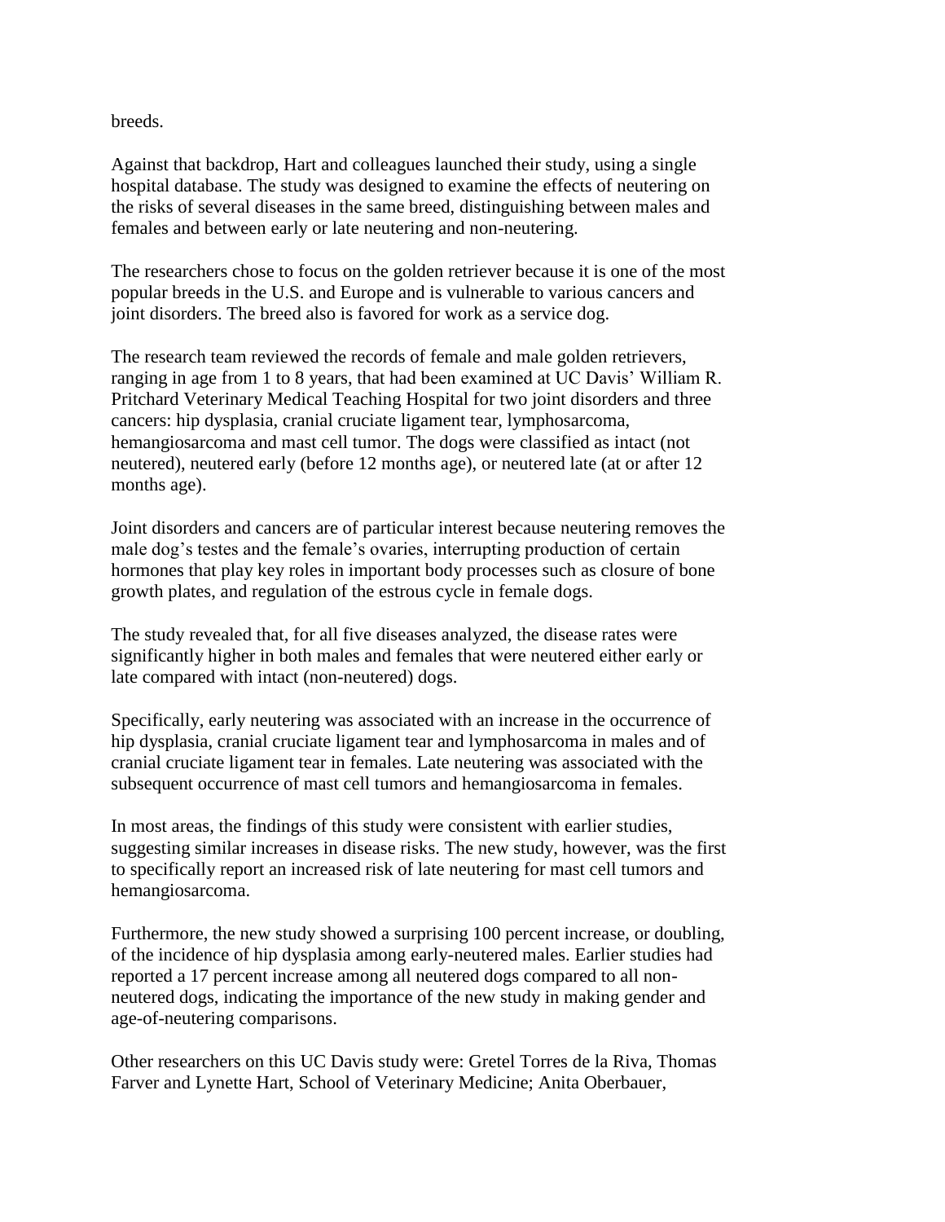breeds.

Against that backdrop, Hart and colleagues launched their study, using a single hospital database. The study was designed to examine the effects of neutering on the risks of several diseases in the same breed, distinguishing between males and females and between early or late neutering and non-neutering.

The researchers chose to focus on the golden retriever because it is one of the most popular breeds in the U.S. and Europe and is vulnerable to various cancers and joint disorders. The breed also is favored for work as a service dog.

The research team reviewed the records of female and male golden retrievers, ranging in age from 1 to 8 years, that had been examined at UC Davis' William R. Pritchard Veterinary Medical Teaching Hospital for two joint disorders and three cancers: hip dysplasia, cranial cruciate ligament tear, lymphosarcoma, hemangiosarcoma and mast cell tumor. The dogs were classified as intact (not neutered), neutered early (before 12 months age), or neutered late (at or after 12 months age).

Joint disorders and cancers are of particular interest because neutering removes the male dog's testes and the female's ovaries, interrupting production of certain hormones that play key roles in important body processes such as closure of bone growth plates, and regulation of the estrous cycle in female dogs.

The study revealed that, for all five diseases analyzed, the disease rates were significantly higher in both males and females that were neutered either early or late compared with intact (non-neutered) dogs.

Specifically, early neutering was associated with an increase in the occurrence of hip dysplasia, cranial cruciate ligament tear and lymphosarcoma in males and of cranial cruciate ligament tear in females. Late neutering was associated with the subsequent occurrence of mast cell tumors and hemangiosarcoma in females.

In most areas, the findings of this study were consistent with earlier studies, suggesting similar increases in disease risks. The new study, however, was the first to specifically report an increased risk of late neutering for mast cell tumors and hemangiosarcoma.

Furthermore, the new study showed a surprising 100 percent increase, or doubling, of the incidence of hip dysplasia among early-neutered males. Earlier studies had reported a 17 percent increase among all neutered dogs compared to all non-neutered dogs, indicating the importance of the new study in making gender and age-of-neutering comparisons.

Other researchers on this UC Davis study were: Gretel Torres de la Riva, Thomas Farver and Lynette Hart, School of Veterinary Medicine; Anita Oberbauer,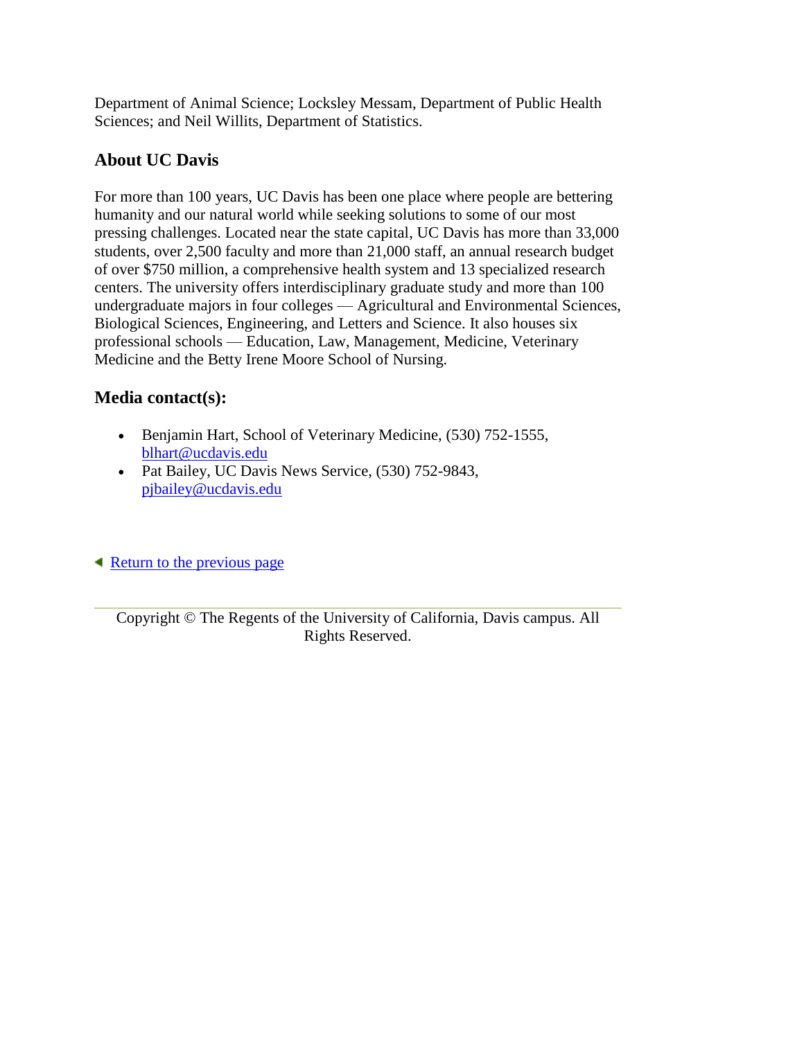Department of Animal Science; Locksley Messam, Department of Public Health Sciences; and Neil Willits, Department of Statistics.

### About UC Davis

For more than 100 years, UC Davis has been one place where people are bettering humanity and our natural world while seeking solutions to some of our most pressing challenges. Located near the state capital, UC Davis has more than 33,000 students, over 2,500 faculty and more than 21,000 staff, an annual research budget of over $750 million, a comprehensive health system and 13 specialized research centers. The university offers interdisciplinary graduate study and more than 100 undergraduate majors in four colleges — Agricultural and Environmental Sciences, Biological Sciences, Engineering, and Letters and Science. It also houses six professional schools — Education, Law, Management, Medicine, Veterinary Medicine and the Betty Irene Moore School of Nursing.

### Media contact(s):

- Benjamin Hart, School of Veterinary Medicine, (530) 752-1555, blhart@ucdavis.edu
- Pat Bailey, UC Davis News Service, (530) 752-9843, pjbailey@ucdavis.edu

Return to the previous page

Copyright © The Regents of the University of California, Davis campus. All Rights Reserved.